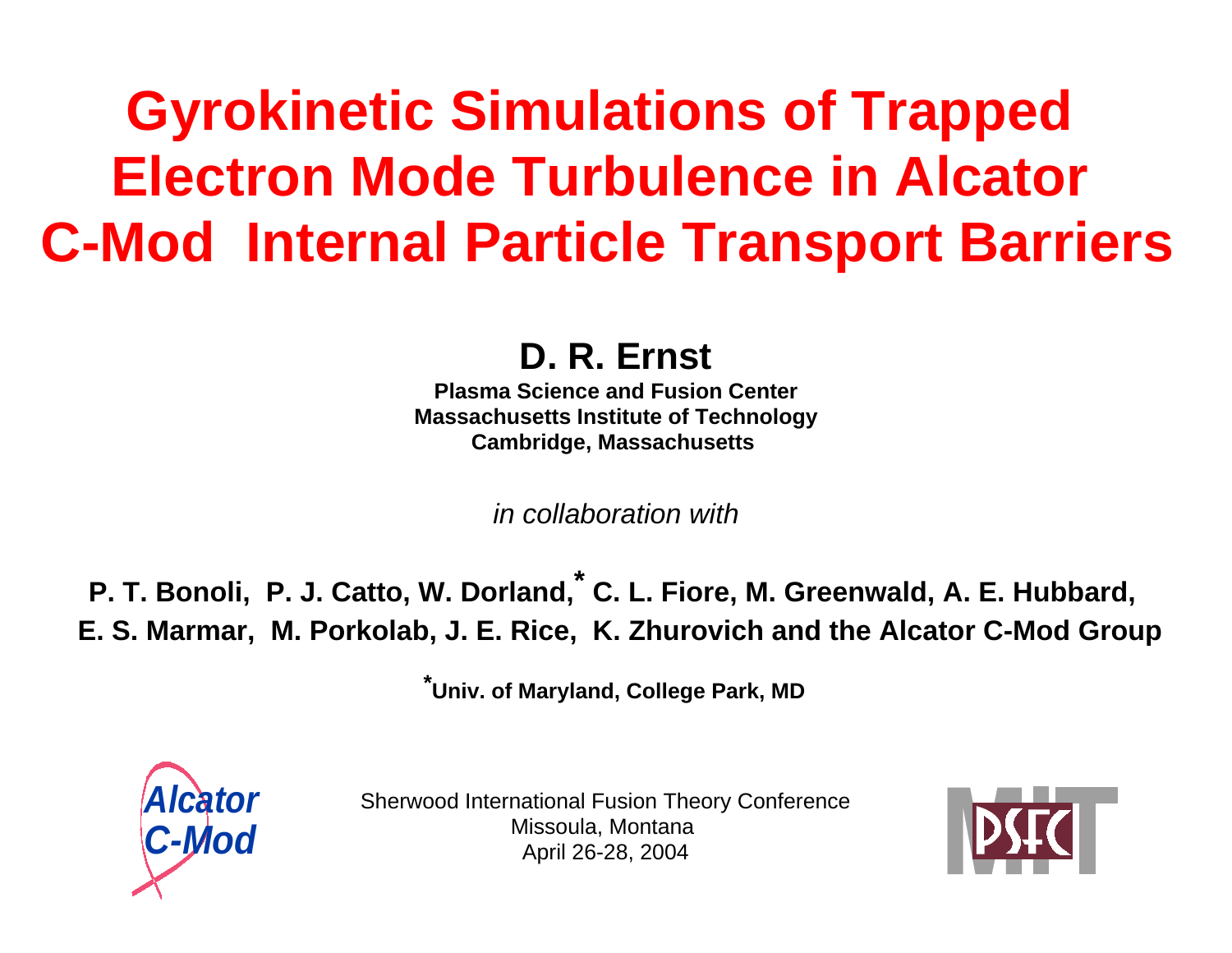# Gyrokinetic Simulations of Trapped Electron Mode Turbulence in Alcator C-Mod Internal Particle Transport Barriers

**D. R. Ernst**

**Plasma Science and Fusion Center**
**Massachusetts Institute of Technology**
**Cambridge, Massachusetts**

*in collaboration with*

**P. T. Bonoli, P. J. Catto, W. Dorland,[*] C. L. Fiore, M. Greenwald, A. E. Hubbard, E. S. Marmar, M. Porkolab, J. E. Rice, K. Zhurovich and the Alcator C-Mod Group**

**[*]Univ. of Maryland, College Park, MD**

Alcator C-Mod

Sherwood International Fusion Theory Conference
Missoula, Montana
April 26-28, 2004

MIT PSFC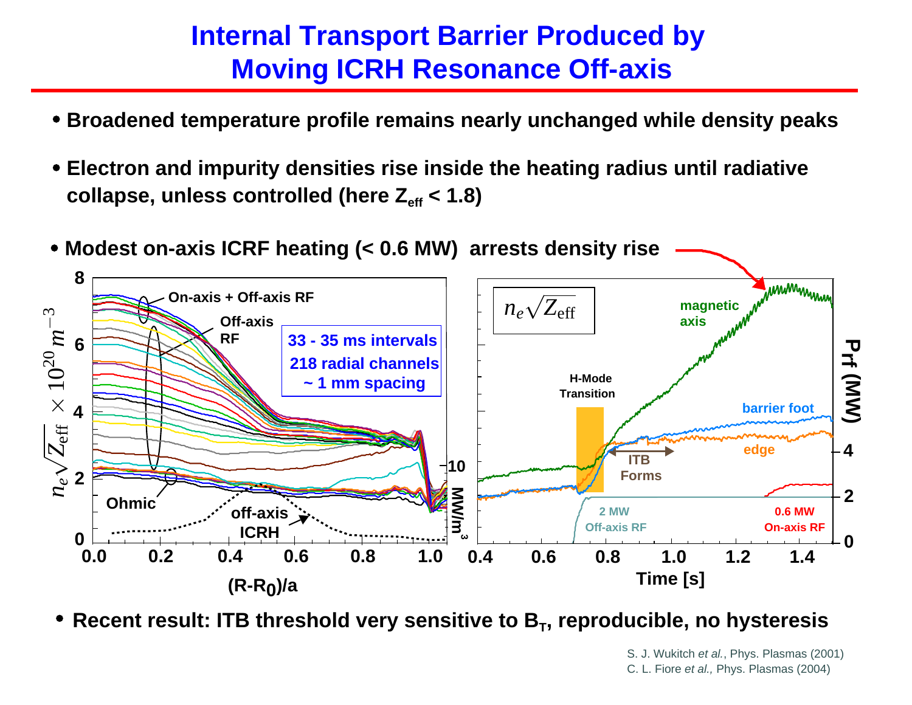# Internal Transport Barrier Produced by Moving ICRH Resonance Off-axis

- **Broadened temperature profile remains nearly unchanged while density peaks**
- **Electron and impurity densities rise inside the heating radius until radiative collapse, unless controlled (here $Z_{eff} < 1.8$)**
- **Modest on-axis ICRF heating (< 0.6 MW) arrests density rise**
- **Recent result: ITB threshold very sensitive to $B_T$, reproducible, no hysteresis**

S. J. Wukitch *et al.*, Phys. Plasmas (2001)
C. L. Fiore *et al.,* Phys. Plasmas (2004)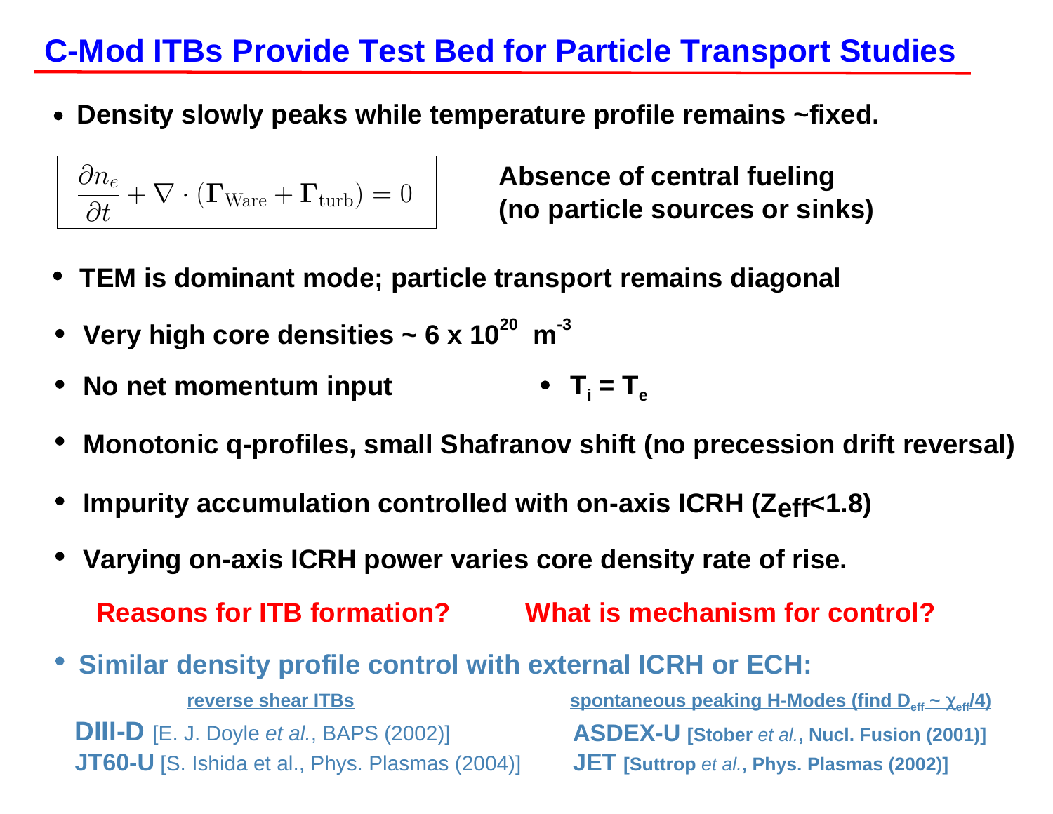# C-Mod ITBs Provide Test Bed for Particle Transport Studies

- **Density slowly peaks while temperature profile remains ~fixed.**

$$\frac{\partial n_e}{\partial t} + \nabla \cdot (\boldsymbol{\Gamma}_{\text{Ware}} + \boldsymbol{\Gamma}_{\text{turb}}) = 0$$

**Absence of central fueling (no particle sources or sinks)**

- **TEM is dominant mode; particle transport remains diagonal**
- **Very high core densities ~ 6 x $10^{20}$ $m^{-3}$**
- **No net momentum input**
- **$T_i = T_e$**
- **Monotonic q-profiles, small Shafranov shift (no precession drift reversal)**
- **Impurity accumulation controlled with on-axis ICRH ($Z_{eff}$<1.8)**
- **Varying on-axis ICRH power varies core density rate of rise.**

**Reasons for ITB formation?** **What is mechanism for control?**

- **Similar density profile control with external ICRH or ECH:**

**reverse shear ITBs**

**DIII-D** [E. J. Doyle *et al.*, BAPS (2002)]
**JT60-U** [S. Ishida et al., Phys. Plasmas (2004)]

**spontaneous peaking H-Modes (find $D_{eff} \sim \chi_{eff}/4$)**

**ASDEX-U** **[Stober *et al.*, Nucl. Fusion (2001)]**
**JET** **[Suttrop *et al.*, Phys. Plasmas (2002)]**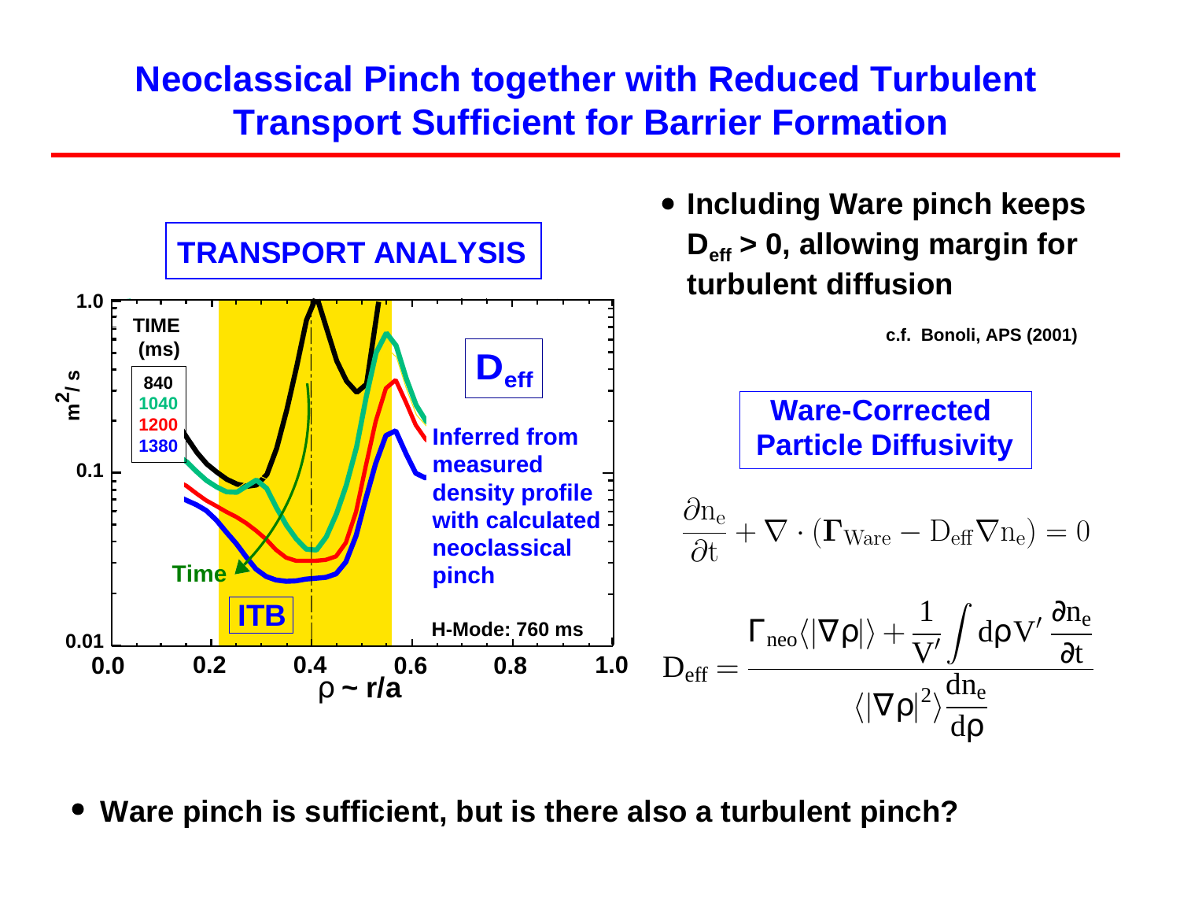# Neoclassical Pinch together with Reduced Turbulent Transport Sufficient for Barrier Formation

**TRANSPORT ANALYSIS**

- **Including Ware pinch keeps $D_{eff} > 0$, allowing margin for turbulent diffusion**

**c.f. Bonoli, APS (2001)**

**Ware-Corrected Particle Diffusivity**

$$\frac{\partial n_e}{\partial t} + \nabla \cdot (\boldsymbol{\Gamma}_{\mathrm{Ware}} - D_{\mathrm{eff}} \nabla n_e) = 0$$

$$D_{\mathrm{eff}} = \frac{\Gamma_{\mathrm{neo}} \langle |\nabla \rho| \rangle + \frac{1}{V'} \int d\rho V' \frac{\partial n_e}{\partial t}}{\langle |\nabla \rho|^2 \rangle \frac{dn_e}{d\rho}}$$

- **Ware pinch is sufficient, but is there also a turbulent pinch?**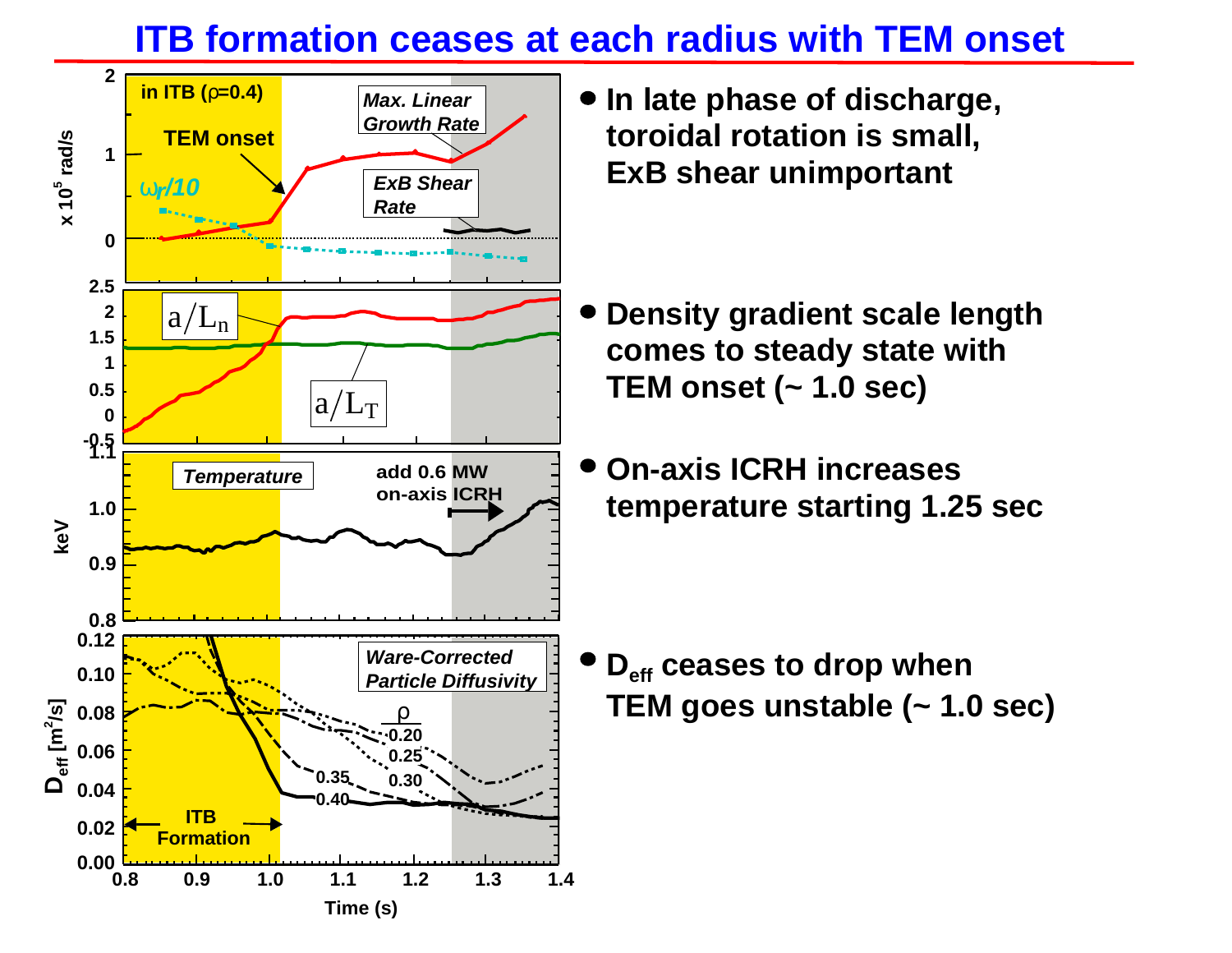# ITB formation ceases at each radius with TEM onset

- In late phase of discharge, toroidal rotation is small, ExB shear unimportant
- Density gradient scale length comes to steady state with TEM onset (~ 1.0 sec)
- On-axis ICRH increases temperature starting 1.25 sec
- $D_{eff}$ ceases to drop when TEM goes unstable (~ 1.0 sec)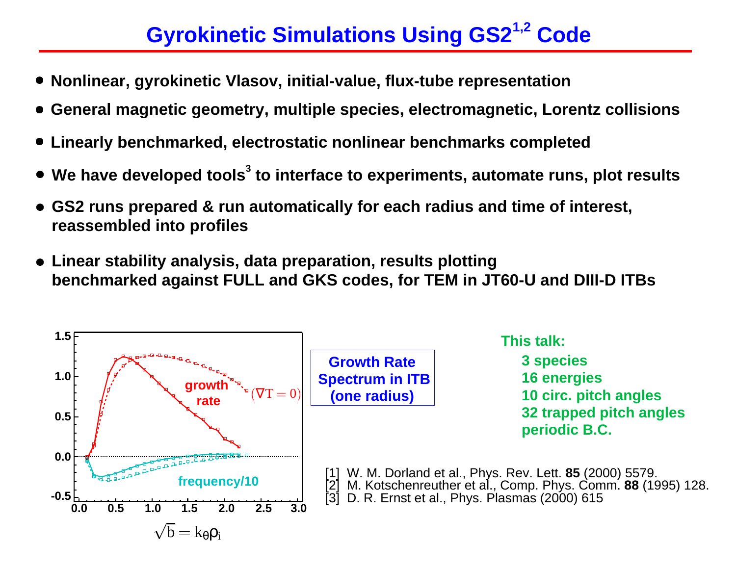# Gyrokinetic Simulations Using GS2[1,2] Code

- **Nonlinear, gyrokinetic Vlasov, initial-value, flux-tube representation**
- **General magnetic geometry, multiple species, electromagnetic, Lorentz collisions**
- **Linearly benchmarked, electrostatic nonlinear benchmarks completed**
- **We have developed tools[3] to interface to experiments, automate runs, plot results**
- **GS2 runs prepared & run automatically for each radius and time of interest, reassembled into profiles**
- **Linear stability analysis, data preparation, results plotting benchmarked against FULL and GKS codes, for TEM in JT60-U and DIII-D ITBs**

growth rate

$(\nabla T = 0)$

frequency/10

$\sqrt{b} = k_\theta \rho_i$

**Growth Rate Spectrum in ITB (one radius)**

**This talk:**

**3 species**
**16 energies**
**10 circ. pitch angles**
**32 trapped pitch angles**
**periodic B.C.**

[1] W. M. Dorland et al., Phys. Rev. Lett. **85** (2000) 5579.
[2] M. Kotschenreuther et al., Comp. Phys. Comm. **88** (1995) 128.
[3] D. R. Ernst et al., Phys. Plasmas (2000) 615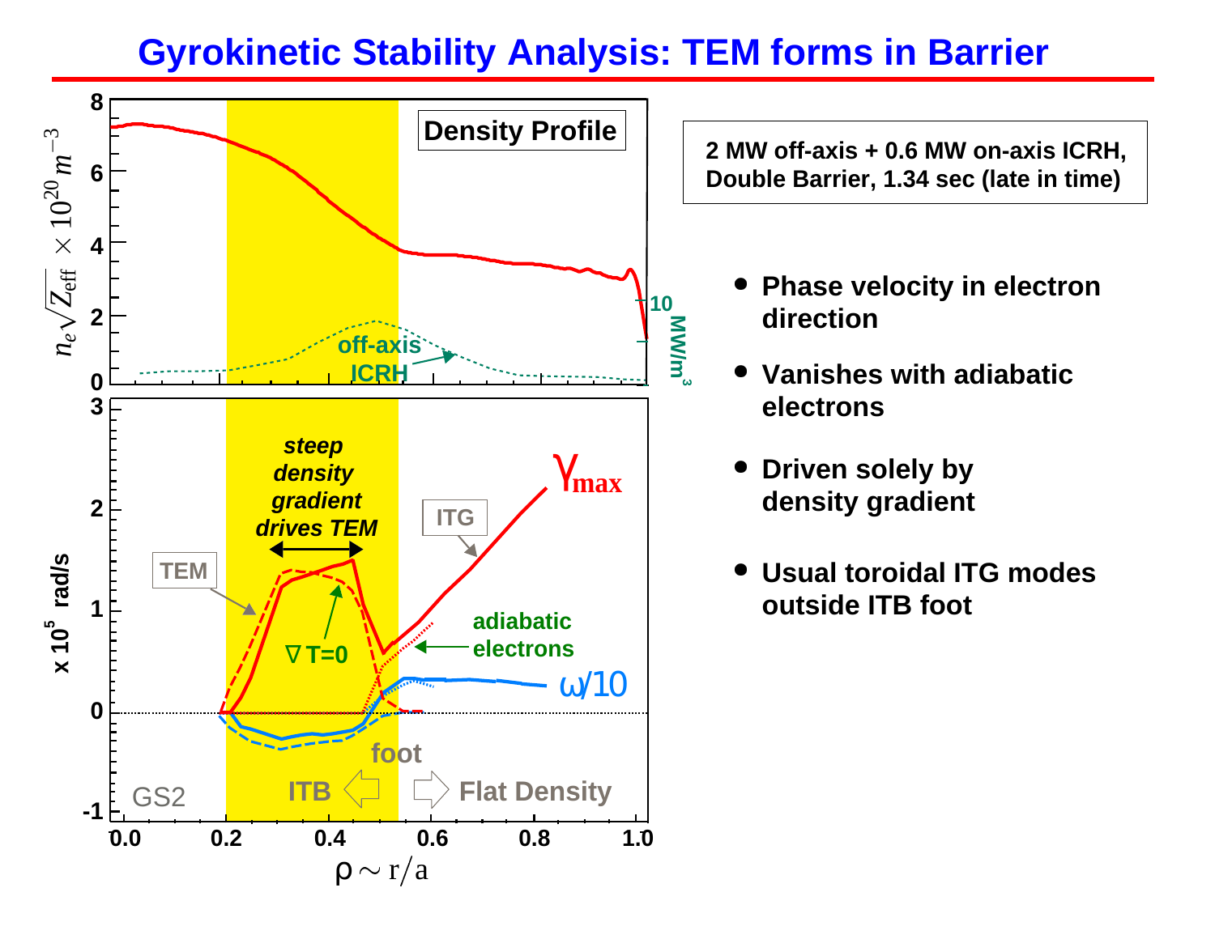# Gyrokinetic Stability Analysis: TEM forms in Barrier

2 MW off-axis + 0.6 MW on-axis ICRH, Double Barrier, 1.34 sec (late in time)

- Phase velocity in electron direction
- Vanishes with adiabatic electrons
- Driven solely by density gradient
- Usual toroidal ITG modes outside ITB foot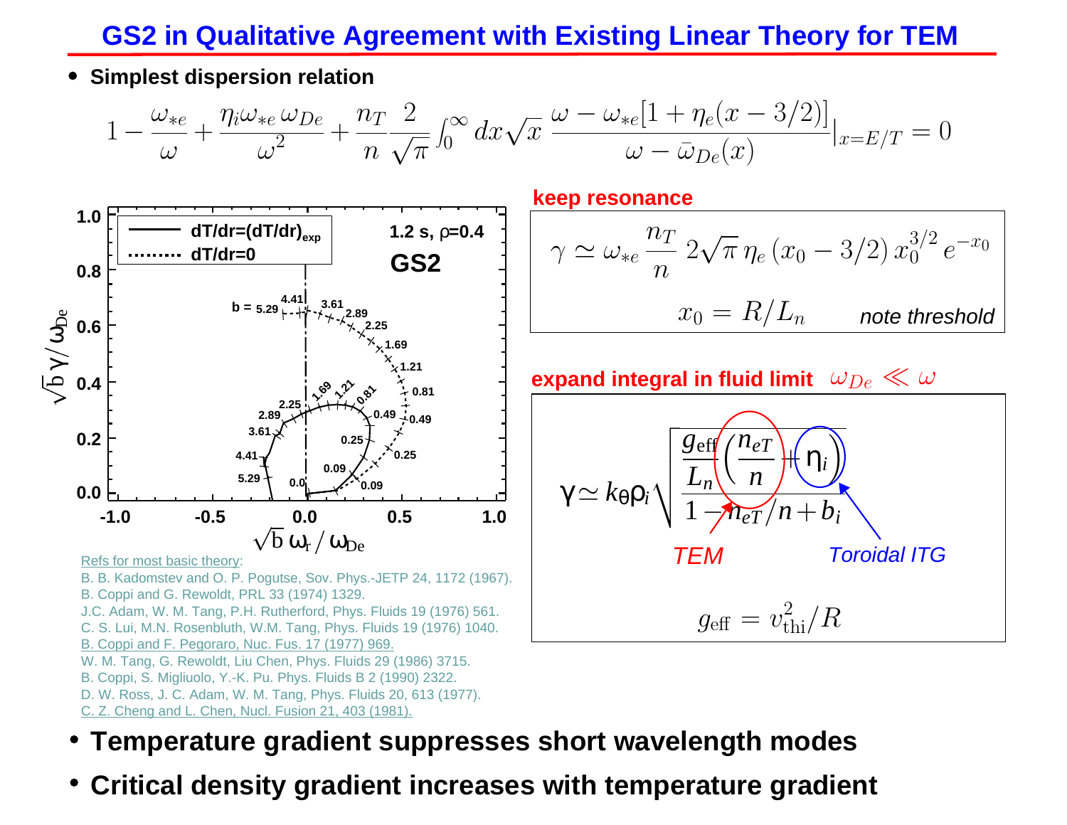# GS2 in Qualitative Agreement with Existing Linear Theory for TEM

- **Simplest dispersion relation**

$$1 - \frac{\omega_{*e}}{\omega} + \frac{\eta_i \omega_{*e}\,\omega_{De}}{\omega^2} + \frac{n_T}{n}\frac{2}{\sqrt{\pi}}\int_0^\infty dx\sqrt{x}\,\frac{\omega - \omega_{*e}[1+\eta_e(x-3/2)]}{\omega - \bar{\omega}_{De}(x)}\Big|_{x=E/T} = 0$$

**keep resonance**

$$\gamma \simeq \omega_{*e}\frac{n_T}{n}\,2\sqrt{\pi}\,\eta_e\,(x_0 - 3/2)\,x_0^{3/2}\,e^{-x_0}$$

$$x_0 = R/L_n \qquad \textit{note threshold}$$

**expand integral in fluid limit** $\omega_{De} \ll \omega$

$$\gamma \simeq k_\theta \rho_i \sqrt{\frac{\dfrac{g_{\text{eff}}}{L_n}\left(\dfrac{n_{eT}}{n} + \eta_i\right)}{1 - n_{eT}/n + b_i}}$$

*TEM* — $n_{eT}/n$ term; *Toroidal ITG* — $\eta_i$ term

$$g_{\text{eff}} = v_{\text{thi}}^2/R$$

Refs for most basic theory:

B. B. Kadomstev and O. P. Pogutse, Sov. Phys.-JETP 24, 1172 (1967).
B. Coppi and G. Rewoldt, PRL 33 (1974) 1329.
J.C. Adam, W. M. Tang, P.H. Rutherford, Phys. Fluids 19 (1976) 561.
C. S. Lui, M.N. Rosenbluth, W.M. Tang, Phys. Fluids 19 (1976) 1040.
B. Coppi and F. Pegoraro, Nuc. Fus. 17 (1977) 969.
W. M. Tang, G. Rewoldt, Liu Chen, Phys. Fluids 29 (1986) 3715.
B. Coppi, S. Migliuolo, Y.-K. Pu. Phys. Fluids B 2 (1990) 2322.
D. W. Ross, J. C. Adam, W. M. Tang, Phys. Fluids 20, 613 (1977).
C. Z. Cheng and L. Chen, Nucl. Fusion 21, 403 (1981).

- **Temperature gradient suppresses short wavelength modes**
- **Critical density gradient increases with temperature gradient**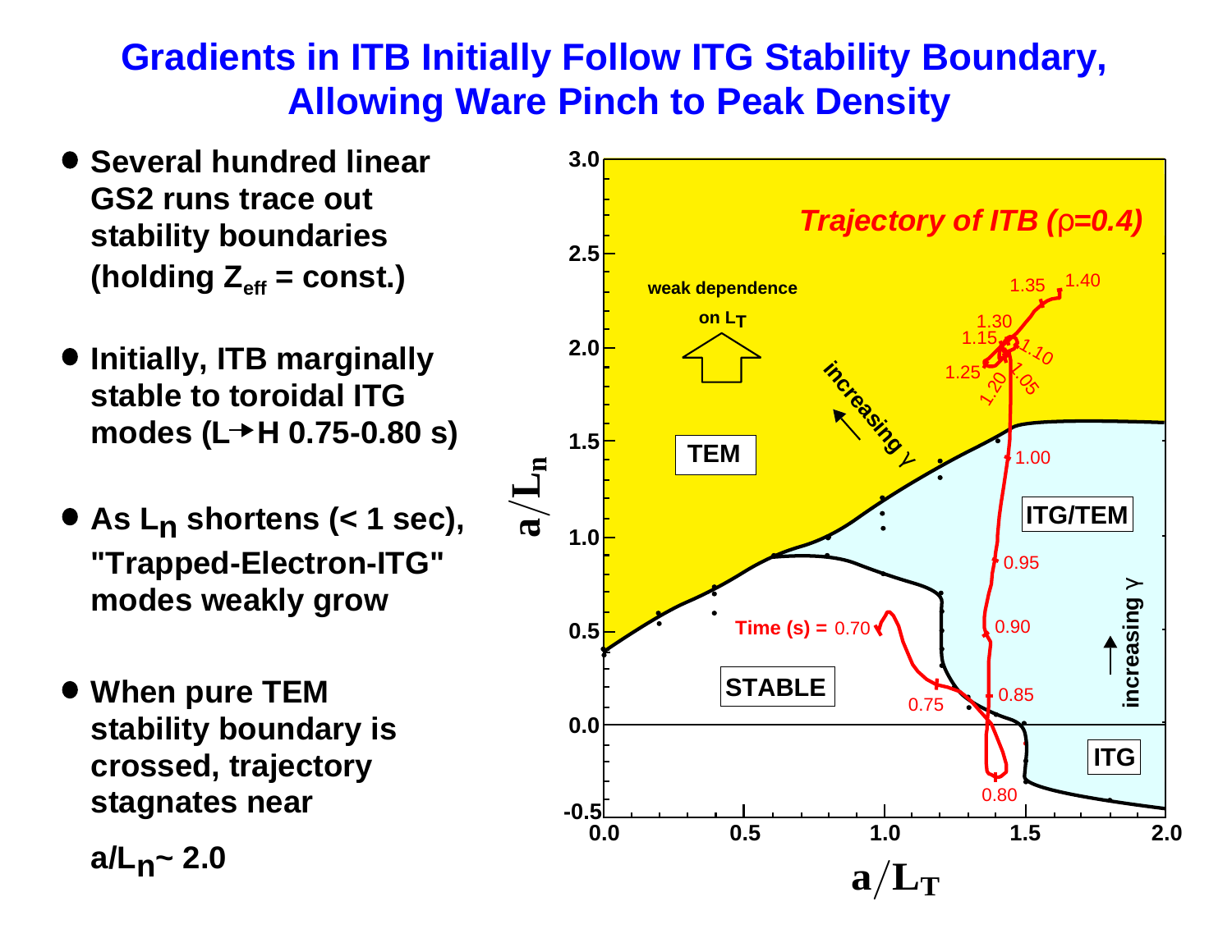# Gradients in ITB Initially Follow ITG Stability Boundary, Allowing Ware Pinch to Peak Density

- **Several hundred linear GS2 runs trace out stability boundaries (holding $Z_{eff}$ = const.)**
- **Initially, ITB marginally stable to toroidal ITG modes (L→H 0.75-0.80 s)**
- **As $L_n$ shortens (< 1 sec), "Trapped-Electron-ITG" modes weakly grow**
- **When pure TEM stability boundary is crossed, trajectory stagnates near**

  **$a/L_n$~ 2.0**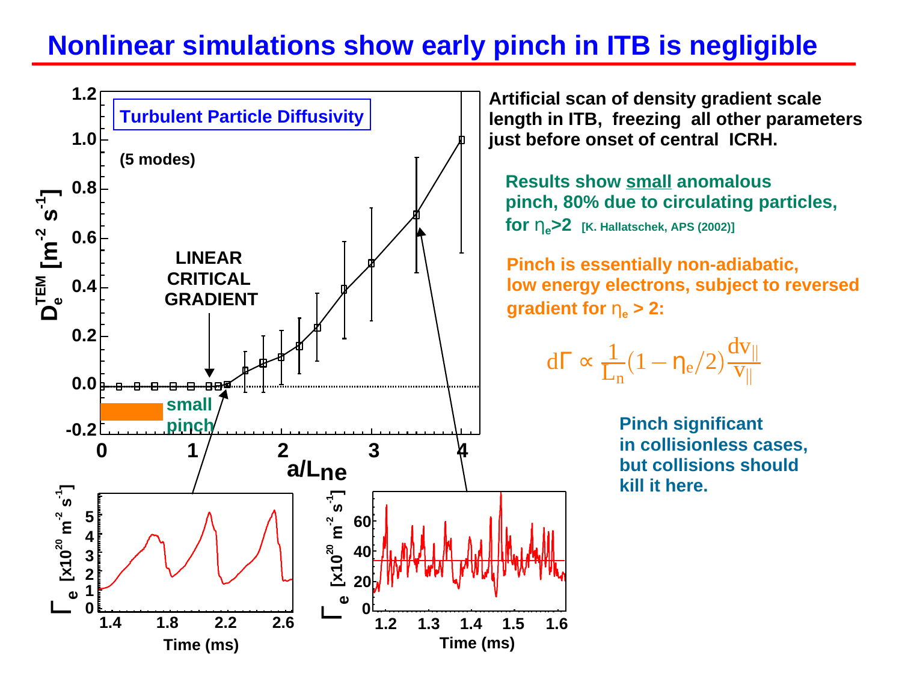# Nonlinear simulations show early pinch in ITB is negligible

**Turbulent Particle Diffusivity**

**(5 modes)**

**LINEAR CRITICAL GRADIENT**

**small pinch**

$D_e^{TEM}$ [$m^{-2}\,s^{-1}$]

$a/L_{ne}$

$\Gamma_e$ [$x10^{20}\,m^{-2}\,s^{-1}$]

Time (ms)

**Artificial scan of density gradient scale length in ITB, freezing all other parameters just before onset of central ICRH.**

**Results show small anomalous pinch, 80% due to circulating particles, for $\eta_e > 2$** [K. Hallatschek, APS (2002)]

**Pinch is essentially non-adiabatic, low energy electrons, subject to reversed gradient for $\eta_e > 2$:**

$$d\Gamma \propto \frac{1}{L_n}(1-\eta_e/2)\frac{dv_\parallel}{v_\parallel}$$

**Pinch significant in collisionless cases, but collisions should kill it here.**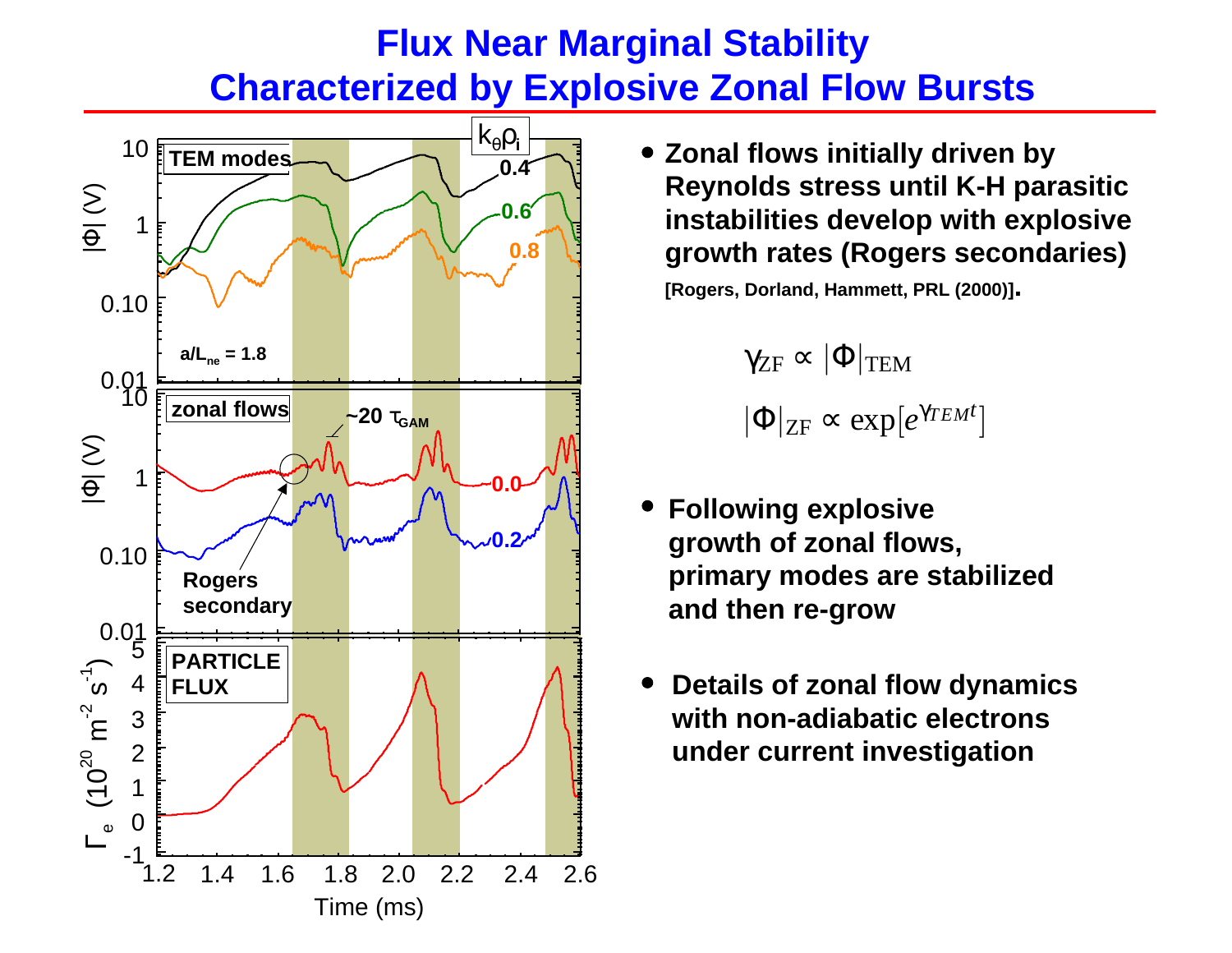# Flux Near Marginal Stability Characterized by Explosive Zonal Flow Bursts

- **Zonal flows initially driven by Reynolds stress until K-H parasitic instabilities develop with explosive growth rates (Rogers secondaries)**

  **[Rogers, Dorland, Hammett, PRL (2000)].**

$$\gamma_{ZF} \propto |\Phi|_{TEM}$$

$$|\Phi|_{ZF} \propto \exp\left[e^{\gamma_{TEM} t}\right]$$

- **Following explosive growth of zonal flows, primary modes are stabilized and then re-grow**

- **Details of zonal flow dynamics with non-adiabatic electrons under current investigation**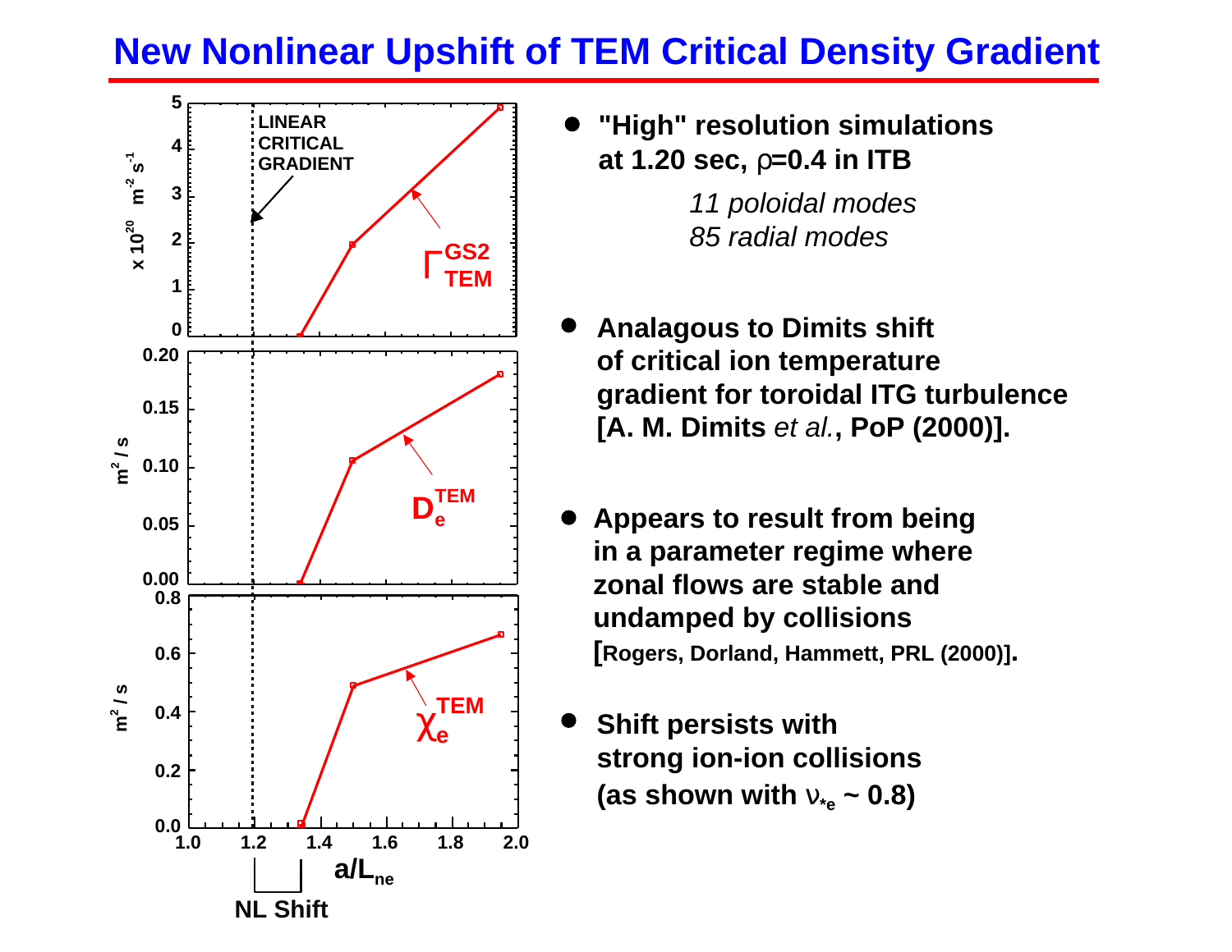# New Nonlinear Upshift of TEM Critical Density Gradient

- **"High" resolution simulations at 1.20 sec, $\rho$=0.4 in ITB**

  *11 poloidal modes*
  *85 radial modes*

- **Analagous to Dimits shift of critical ion temperature gradient for toroidal ITG turbulence [A. M. Dimits *et al.*, PoP (2000)].**

- **Appears to result from being in a parameter regime where zonal flows are stable and undamped by collisions [Rogers, Dorland, Hammett, PRL (2000)].**

- **Shift persists with strong ion-ion collisions (as shown with $\nu_{*e} \sim 0.8$)**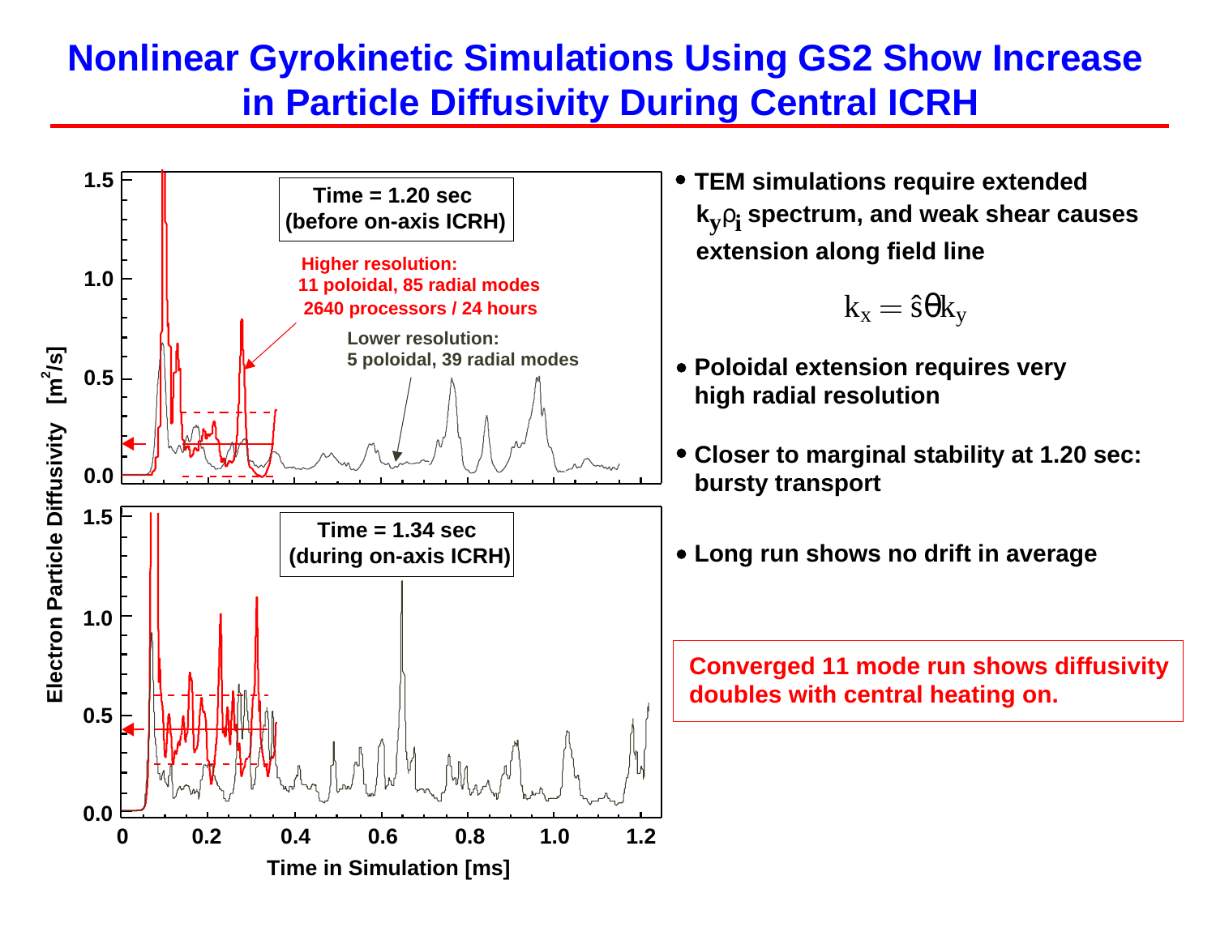# Nonlinear Gyrokinetic Simulations Using GS2 Show Increase in Particle Diffusivity During Central ICRH

Time = 1.20 sec (before on-axis ICRH)

Higher resolution: 11 poloidal, 85 radial modes 2640 processors / 24 hours

Lower resolution: 5 poloidal, 39 radial modes

Time = 1.34 sec (during on-axis ICRH)

Electron Particle Diffusivity [$m^2/s$]

Time in Simulation [ms]

- **TEM simulations require extended $k_y\rho_i$ spectrum, and weak shear causes extension along field line**

$$k_x = \hat{s}\theta k_y$$

- **Poloidal extension requires very high radial resolution**
- **Closer to marginal stability at 1.20 sec: bursty transport**
- **Long run shows no drift in average**

**Converged 11 mode run shows diffusivity doubles with central heating on.**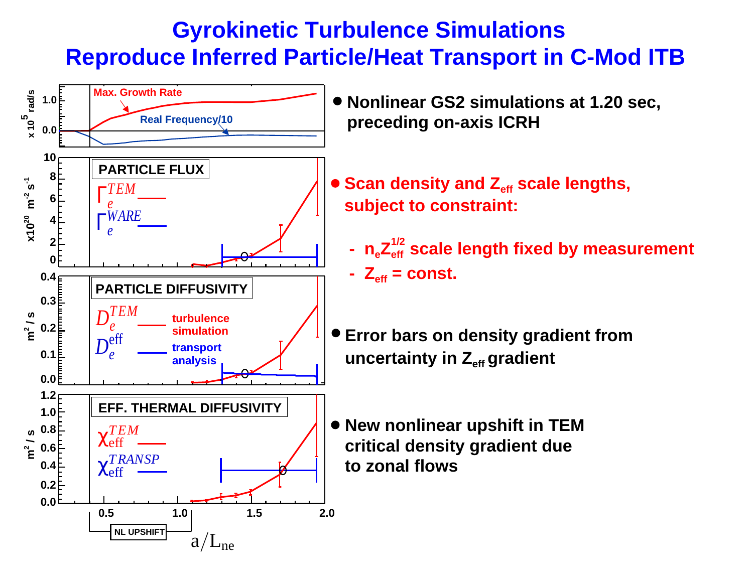# Gyrokinetic Turbulence Simulations Reproduce Inferred Particle/Heat Transport in C-Mod ITB

- Nonlinear GS2 simulations at 1.20 sec, preceding on-axis ICRH

- Scan density and $Z_{eff}$ scale lengths, subject to constraint:
  - $n_e Z_{eff}^{1/2}$ scale length fixed by measurement
  - $Z_{eff}$ = const.

- Error bars on density gradient from uncertainty in $Z_{eff}$ gradient

- New nonlinear upshift in TEM critical density gradient due to zonal flows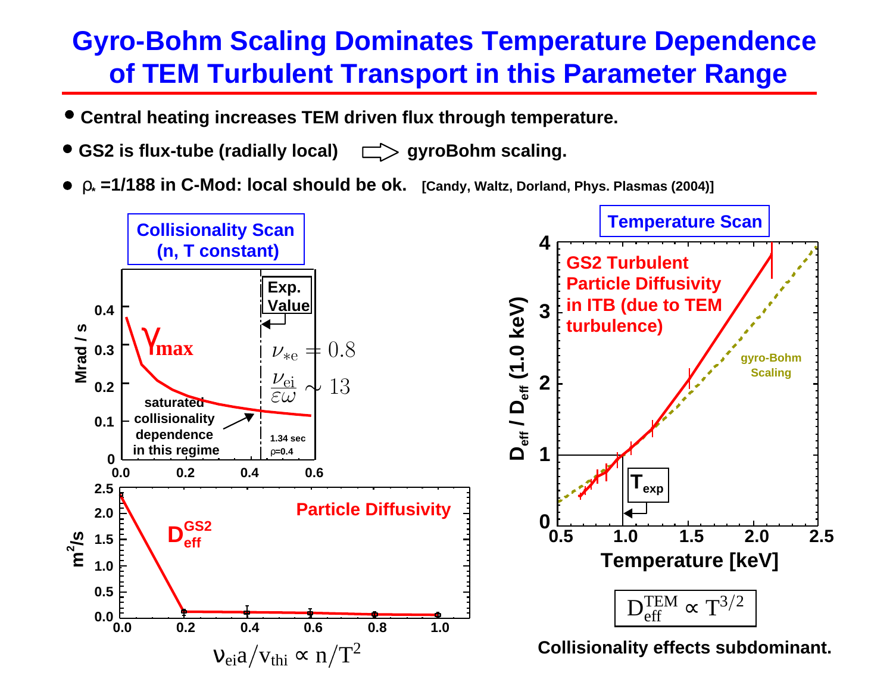# Gyro-Bohm Scaling Dominates Temperature Dependence of TEM Turbulent Transport in this Parameter Range

- **Central heating increases TEM driven flux through temperature.**
- **GS2 is flux-tube (radially local) ⇒ gyroBohm scaling.**
- **$\rho_* = 1/188$ in C-Mod: local should be ok.** [Candy, Waltz, Dorland, Phys. Plasmas (2004)]

**Collisionality Scan (n, T constant)**

$\gamma_{max}$ (Mrad / s)

Exp. Value: $\nu_{*e} = 0.8$, $\dfrac{\nu_{ei}}{\varepsilon\omega} \sim 13$

saturated collisionality dependence in this regime

1.34 sec, $\rho$=0.4

**Particle Diffusivity** $D_{eff}^{GS2}$ ($m^2/s$)

$\nu_{ei} a / v_{thi} \propto n/T^2$

**Temperature Scan**

GS2 Turbulent Particle Diffusivity in ITB (due to TEM turbulence)

gyro-Bohm Scaling

$D_{eff} / D_{eff}$ (1.0 keV) vs. Temperature [keV]; $T_{exp}$

$$D_{eff}^{TEM} \propto T^{3/2}$$

**Collisionality effects subdominant.**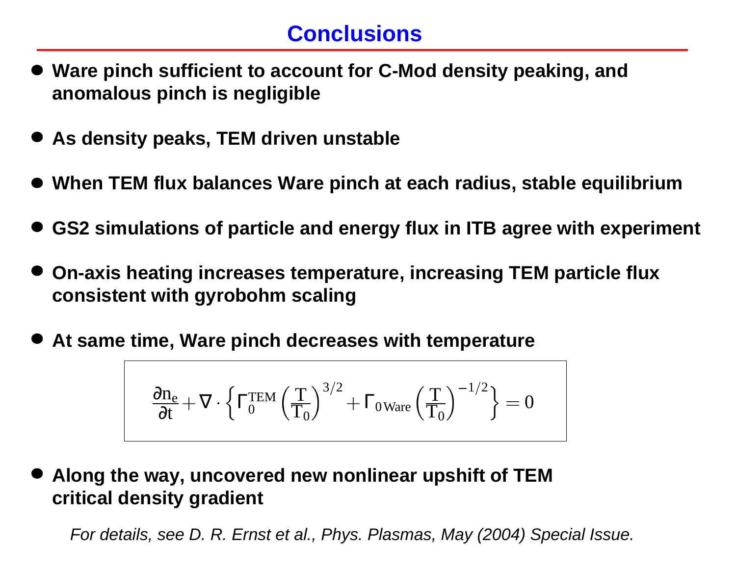# Conclusions

- **Ware pinch sufficient to account for C-Mod density peaking, and anomalous pinch is negligible**
- **As density peaks, TEM driven unstable**
- **When TEM flux balances Ware pinch at each radius, stable equilibrium**
- **GS2 simulations of particle and energy flux in ITB agree with experiment**
- **On-axis heating increases temperature, increasing TEM particle flux consistent with gyrobohm scaling**
- **At same time, Ware pinch decreases with temperature**

$$\frac{\partial n_e}{\partial t} + \nabla \cdot \left\{ \Gamma_0^{\mathrm{TEM}} \left( \frac{T}{T_0} \right)^{3/2} + \Gamma_{0\,\mathrm{Ware}} \left( \frac{T}{T_0} \right)^{-1/2} \right\} = 0$$

- **Along the way, uncovered new nonlinear upshift of TEM critical density gradient**

*For details, see D. R. Ernst et al., Phys. Plasmas, May (2004) Special Issue.*